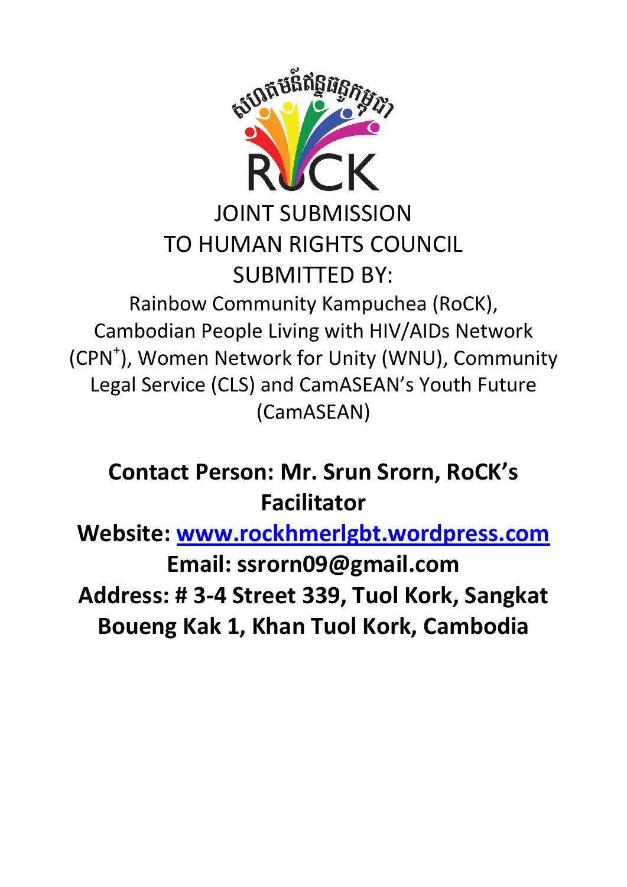JOINT SUBMISSION
TO HUMAN RIGHTS COUNCIL
SUBMITTED BY:

Rainbow Community Kampuchea (RoCK), Cambodian People Living with HIV/AIDs Network (CPN+), Women Network for Unity (WNU), Community Legal Service (CLS) and CamASEAN's Youth Future (CamASEAN)

**Contact Person: Mr. Srun Srorn, RoCK's Facilitator**

**Website: [www.rockhmerlgbt.wordpress.com](www.rockhmerlgbt.wordpress.com)**

**Email: ssrorn09@gmail.com**

**Address: # 3-4 Street 339, Tuol Kork, Sangkat Boueng Kak 1, Khan Tuol Kork, Cambodia**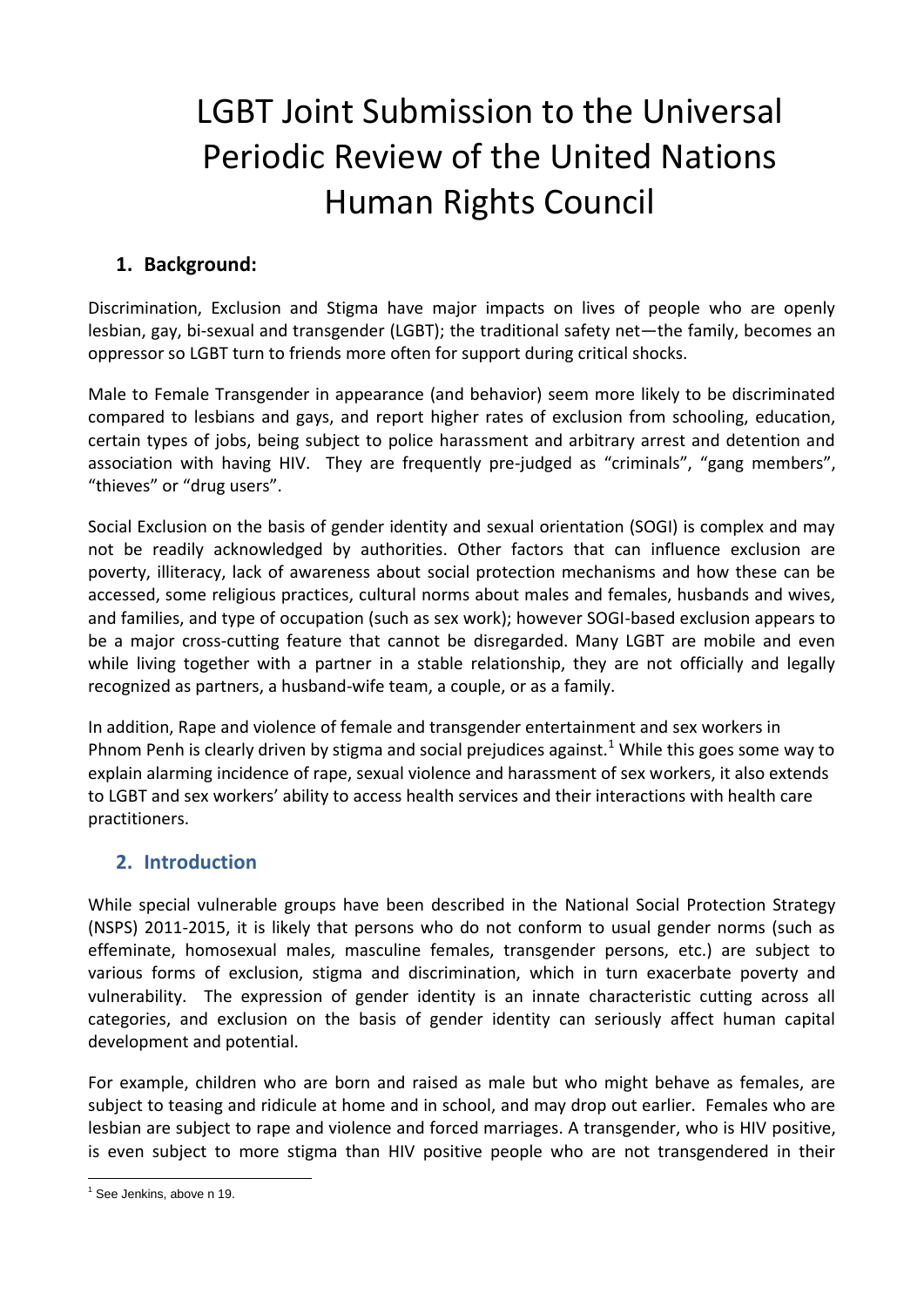# LGBT Joint Submission to the Universal Periodic Review of the United Nations Human Rights Council

## 1. Background:

Discrimination, Exclusion and Stigma have major impacts on lives of people who are openly lesbian, gay, bi-sexual and transgender (LGBT); the traditional safety net—the family, becomes an oppressor so LGBT turn to friends more often for support during critical shocks.

Male to Female Transgender in appearance (and behavior) seem more likely to be discriminated compared to lesbians and gays, and report higher rates of exclusion from schooling, education, certain types of jobs, being subject to police harassment and arbitrary arrest and detention and association with having HIV. They are frequently pre-judged as "criminals", "gang members", "thieves" or "drug users".

Social Exclusion on the basis of gender identity and sexual orientation (SOGI) is complex and may not be readily acknowledged by authorities. Other factors that can influence exclusion are poverty, illiteracy, lack of awareness about social protection mechanisms and how these can be accessed, some religious practices, cultural norms about males and females, husbands and wives, and families, and type of occupation (such as sex work); however SOGI-based exclusion appears to be a major cross-cutting feature that cannot be disregarded. Many LGBT are mobile and even while living together with a partner in a stable relationship, they are not officially and legally recognized as partners, a husband-wife team, a couple, or as a family.

In addition, Rape and violence of female and transgender entertainment and sex workers in Phnom Penh is clearly driven by stigma and social prejudices against.[1] While this goes some way to explain alarming incidence of rape, sexual violence and harassment of sex workers, it also extends to LGBT and sex workers' ability to access health services and their interactions with health care practitioners.

## 2. Introduction

While special vulnerable groups have been described in the National Social Protection Strategy (NSPS) 2011-2015, it is likely that persons who do not conform to usual gender norms (such as effeminate, homosexual males, masculine females, transgender persons, etc.) are subject to various forms of exclusion, stigma and discrimination, which in turn exacerbate poverty and vulnerability. The expression of gender identity is an innate characteristic cutting across all categories, and exclusion on the basis of gender identity can seriously affect human capital development and potential.

For example, children who are born and raised as male but who might behave as females, are subject to teasing and ridicule at home and in school, and may drop out earlier. Females who are lesbian are subject to rape and violence and forced marriages. A transgender, who is HIV positive, is even subject to more stigma than HIV positive people who are not transgendered in their

[1] See Jenkins, above n 19.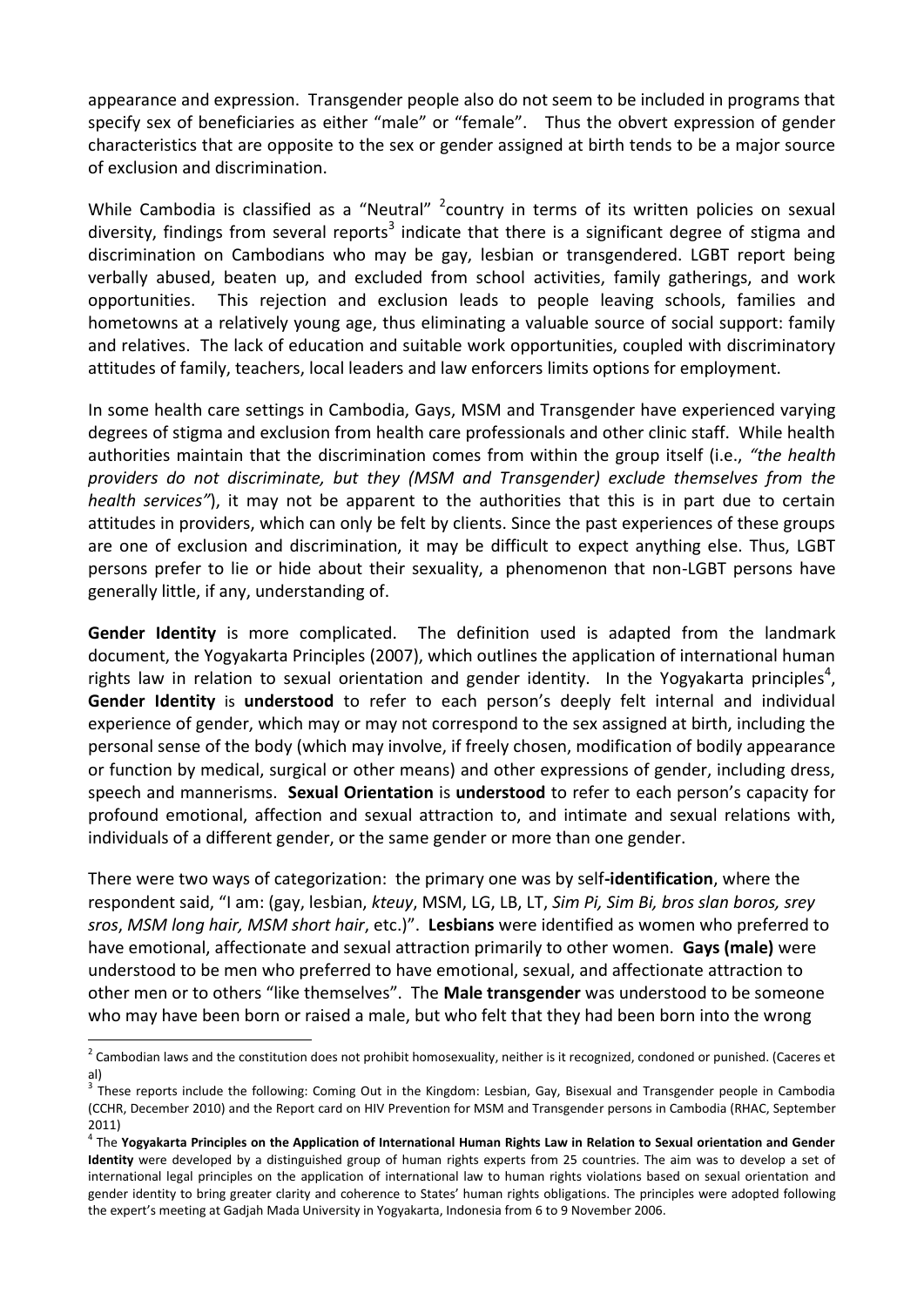appearance and expression. Transgender people also do not seem to be included in programs that specify sex of beneficiaries as either "male" or "female". Thus the obvert expression of gender characteristics that are opposite to the sex or gender assigned at birth tends to be a major source of exclusion and discrimination.

While Cambodia is classified as a "Neutral" [2]country in terms of its written policies on sexual diversity, findings from several reports[3] indicate that there is a significant degree of stigma and discrimination on Cambodians who may be gay, lesbian or transgendered. LGBT report being verbally abused, beaten up, and excluded from school activities, family gatherings, and work opportunities. This rejection and exclusion leads to people leaving schools, families and hometowns at a relatively young age, thus eliminating a valuable source of social support: family and relatives. The lack of education and suitable work opportunities, coupled with discriminatory attitudes of family, teachers, local leaders and law enforcers limits options for employment.

In some health care settings in Cambodia, Gays, MSM and Transgender have experienced varying degrees of stigma and exclusion from health care professionals and other clinic staff. While health authorities maintain that the discrimination comes from within the group itself (i.e., *"the health providers do not discriminate, but they (MSM and Transgender) exclude themselves from the health services"*), it may not be apparent to the authorities that this is in part due to certain attitudes in providers, which can only be felt by clients. Since the past experiences of these groups are one of exclusion and discrimination, it may be difficult to expect anything else. Thus, LGBT persons prefer to lie or hide about their sexuality, a phenomenon that non-LGBT persons have generally little, if any, understanding of.

**Gender Identity** is more complicated. The definition used is adapted from the landmark document, the Yogyakarta Principles (2007), which outlines the application of international human rights law in relation to sexual orientation and gender identity. In the Yogyakarta principles[4], **Gender Identity** is **understood** to refer to each person's deeply felt internal and individual experience of gender, which may or may not correspond to the sex assigned at birth, including the personal sense of the body (which may involve, if freely chosen, modification of bodily appearance or function by medical, surgical or other means) and other expressions of gender, including dress, speech and mannerisms. **Sexual Orientation** is **understood** to refer to each person's capacity for profound emotional, affection and sexual attraction to, and intimate and sexual relations with, individuals of a different gender, or the same gender or more than one gender.

There were two ways of categorization: the primary one was by self**-identification**, where the respondent said, "I am: (gay, lesbian, *kteuy*, MSM, LG, LB, LT, *Sim Pi, Sim Bi, bros slan boros, srey sros*, *MSM long hair, MSM short hair*, etc.)". **Lesbians** were identified as women who preferred to have emotional, affectionate and sexual attraction primarily to other women. **Gays (male)** were understood to be men who preferred to have emotional, sexual, and affectionate attraction to other men or to others "like themselves". The **Male transgender** was understood to be someone who may have been born or raised a male, but who felt that they had been born into the wrong

[2] Cambodian laws and the constitution does not prohibit homosexuality, neither is it recognized, condoned or punished. (Caceres et al)

[3] These reports include the following: Coming Out in the Kingdom: Lesbian, Gay, Bisexual and Transgender people in Cambodia (CCHR, December 2010) and the Report card on HIV Prevention for MSM and Transgender persons in Cambodia (RHAC, September 2011)

[4] The **Yogyakarta Principles on the Application of International Human Rights Law in Relation to Sexual orientation and Gender Identity** were developed by a distinguished group of human rights experts from 25 countries. The aim was to develop a set of international legal principles on the application of international law to human rights violations based on sexual orientation and gender identity to bring greater clarity and coherence to States' human rights obligations. The principles were adopted following the expert's meeting at Gadjah Mada University in Yogyakarta, Indonesia from 6 to 9 November 2006.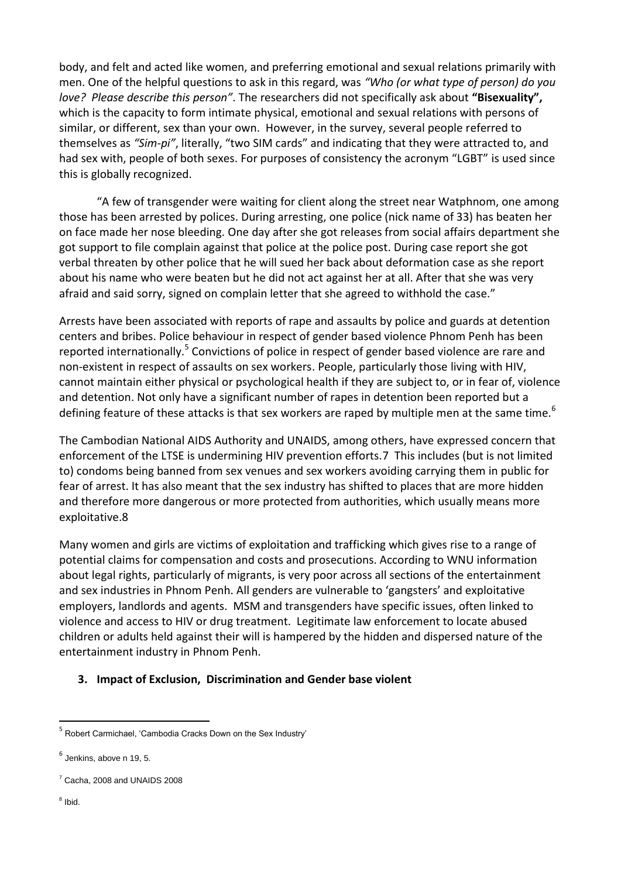body, and felt and acted like women, and preferring emotional and sexual relations primarily with men. One of the helpful questions to ask in this regard, was *"Who (or what type of person) do you love? Please describe this person"*. The researchers did not specifically ask about **"Bisexuality",** which is the capacity to form intimate physical, emotional and sexual relations with persons of similar, or different, sex than your own. However, in the survey, several people referred to themselves as *"Sim-pi"*, literally, "two SIM cards" and indicating that they were attracted to, and had sex with, people of both sexes. For purposes of consistency the acronym "LGBT" is used since this is globally recognized.

"A few of transgender were waiting for client along the street near Watphnom, one among those has been arrested by polices. During arresting, one police (nick name of 33) has beaten her on face made her nose bleeding. One day after she got releases from social affairs department she got support to file complain against that police at the police post. During case report she got verbal threaten by other police that he will sued her back about deformation case as she report about his name who were beaten but he did not act against her at all. After that she was very afraid and said sorry, signed on complain letter that she agreed to withhold the case."

Arrests have been associated with reports of rape and assaults by police and guards at detention centers and bribes. Police behaviour in respect of gender based violence Phnom Penh has been reported internationally.[5] Convictions of police in respect of gender based violence are rare and non-existent in respect of assaults on sex workers. People, particularly those living with HIV, cannot maintain either physical or psychological health if they are subject to, or in fear of, violence and detention. Not only have a significant number of rapes in detention been reported but a defining feature of these attacks is that sex workers are raped by multiple men at the same time.[6]

The Cambodian National AIDS Authority and UNAIDS, among others, have expressed concern that enforcement of the LTSE is undermining HIV prevention efforts.7 This includes (but is not limited to) condoms being banned from sex venues and sex workers avoiding carrying them in public for fear of arrest. It has also meant that the sex industry has shifted to places that are more hidden and therefore more dangerous or more protected from authorities, which usually means more exploitative.8

Many women and girls are victims of exploitation and trafficking which gives rise to a range of potential claims for compensation and costs and prosecutions. According to WNU information about legal rights, particularly of migrants, is very poor across all sections of the entertainment and sex industries in Phnom Penh. All genders are vulnerable to 'gangsters' and exploitative employers, landlords and agents. MSM and transgenders have specific issues, often linked to violence and access to HIV or drug treatment. Legitimate law enforcement to locate abused children or adults held against their will is hampered by the hidden and dispersed nature of the entertainment industry in Phnom Penh.

## 3. Impact of Exclusion, Discrimination and Gender base violent

---

[5] Robert Carmichael, 'Cambodia Cracks Down on the Sex Industry'

[6] Jenkins, above n 19, 5.

[7] Cacha, 2008 and UNAIDS 2008

[8] Ibid.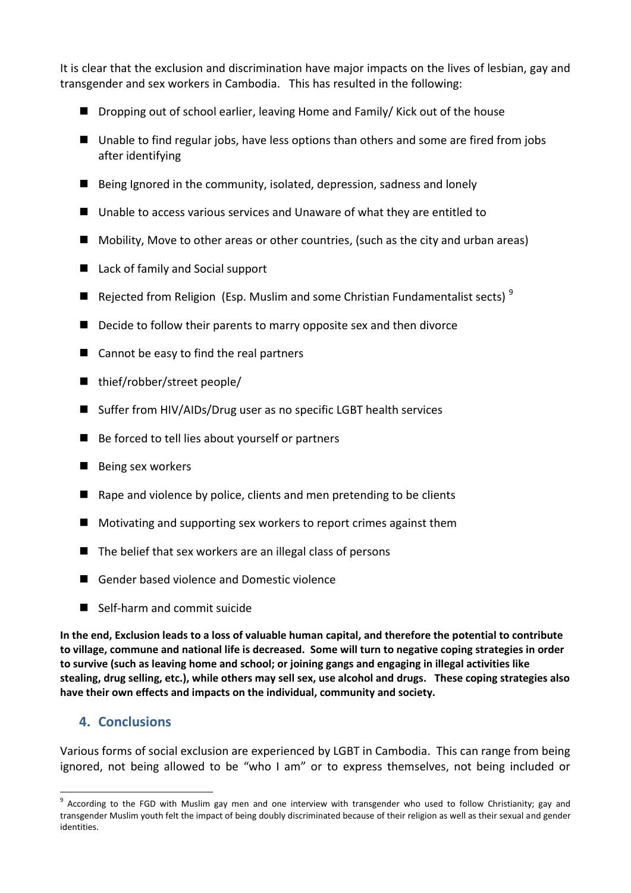It is clear that the exclusion and discrimination have major impacts on the lives of lesbian, gay and transgender and sex workers in Cambodia. This has resulted in the following:

- Dropping out of school earlier, leaving Home and Family/ Kick out of the house
- Unable to find regular jobs, have less options than others and some are fired from jobs after identifying
- Being Ignored in the community, isolated, depression, sadness and lonely
- Unable to access various services and Unaware of what they are entitled to
- Mobility, Move to other areas or other countries, (such as the city and urban areas)
- Lack of family and Social support
- Rejected from Religion (Esp. Muslim and some Christian Fundamentalist sects) [9]
- Decide to follow their parents to marry opposite sex and then divorce
- Cannot be easy to find the real partners
- thief/robber/street people/
- Suffer from HIV/AIDs/Drug user as no specific LGBT health services
- Be forced to tell lies about yourself or partners
- Being sex workers
- Rape and violence by police, clients and men pretending to be clients
- Motivating and supporting sex workers to report crimes against them
- The belief that sex workers are an illegal class of persons
- Gender based violence and Domestic violence
- Self-harm and commit suicide

**In the end, Exclusion leads to a loss of valuable human capital, and therefore the potential to contribute to village, commune and national life is decreased. Some will turn to negative coping strategies in order to survive (such as leaving home and school; or joining gangs and engaging in illegal activities like stealing, drug selling, etc.), while others may sell sex, use alcohol and drugs. These coping strategies also have their own effects and impacts on the individual, community and society.**

## 4. Conclusions

Various forms of social exclusion are experienced by LGBT in Cambodia. This can range from being ignored, not being allowed to be "who I am" or to express themselves, not being included or

[9] According to the FGD with Muslim gay men and one interview with transgender who used to follow Christianity; gay and transgender Muslim youth felt the impact of being doubly discriminated because of their religion as well as their sexual and gender identities.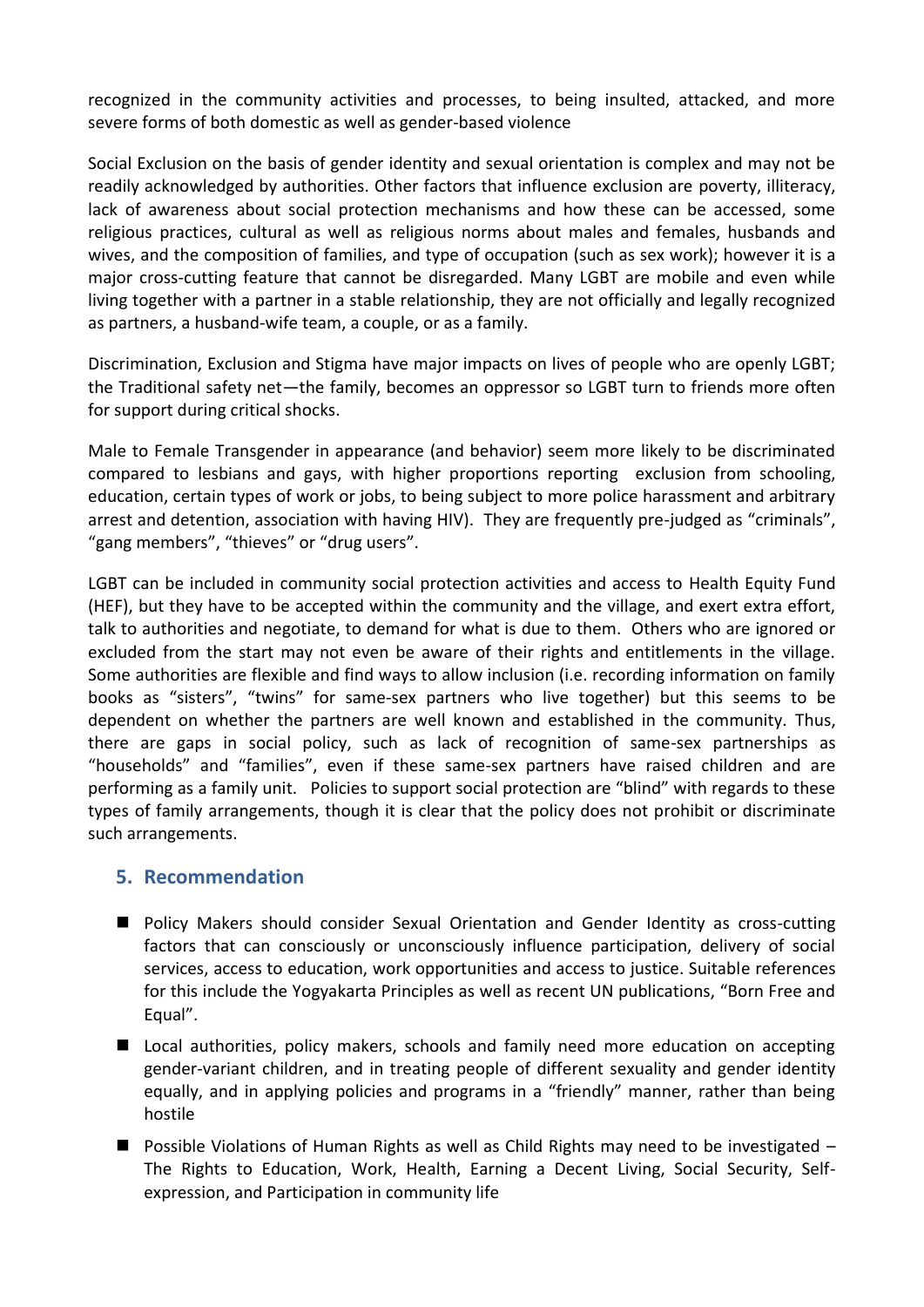recognized in the community activities and processes, to being insulted, attacked, and more severe forms of both domestic as well as gender-based violence

Social Exclusion on the basis of gender identity and sexual orientation is complex and may not be readily acknowledged by authorities. Other factors that influence exclusion are poverty, illiteracy, lack of awareness about social protection mechanisms and how these can be accessed, some religious practices, cultural as well as religious norms about males and females, husbands and wives, and the composition of families, and type of occupation (such as sex work); however it is a major cross-cutting feature that cannot be disregarded. Many LGBT are mobile and even while living together with a partner in a stable relationship, they are not officially and legally recognized as partners, a husband-wife team, a couple, or as a family.

Discrimination, Exclusion and Stigma have major impacts on lives of people who are openly LGBT; the Traditional safety net—the family, becomes an oppressor so LGBT turn to friends more often for support during critical shocks.

Male to Female Transgender in appearance (and behavior) seem more likely to be discriminated compared to lesbians and gays, with higher proportions reporting exclusion from schooling, education, certain types of work or jobs, to being subject to more police harassment and arbitrary arrest and detention, association with having HIV). They are frequently pre-judged as "criminals", "gang members", "thieves" or "drug users".

LGBT can be included in community social protection activities and access to Health Equity Fund (HEF), but they have to be accepted within the community and the village, and exert extra effort, talk to authorities and negotiate, to demand for what is due to them. Others who are ignored or excluded from the start may not even be aware of their rights and entitlements in the village. Some authorities are flexible and find ways to allow inclusion (i.e. recording information on family books as "sisters", "twins" for same-sex partners who live together) but this seems to be dependent on whether the partners are well known and established in the community. Thus, there are gaps in social policy, such as lack of recognition of same-sex partnerships as "households" and "families", even if these same-sex partners have raised children and are performing as a family unit. Policies to support social protection are "blind" with regards to these types of family arrangements, though it is clear that the policy does not prohibit or discriminate such arrangements.

## 5. Recommendation

- Policy Makers should consider Sexual Orientation and Gender Identity as cross-cutting factors that can consciously or unconsciously influence participation, delivery of social services, access to education, work opportunities and access to justice. Suitable references for this include the Yogyakarta Principles as well as recent UN publications, "Born Free and Equal".
- Local authorities, policy makers, schools and family need more education on accepting gender-variant children, and in treating people of different sexuality and gender identity equally, and in applying policies and programs in a "friendly" manner, rather than being hostile
- Possible Violations of Human Rights as well as Child Rights may need to be investigated – The Rights to Education, Work, Health, Earning a Decent Living, Social Security, Self-expression, and Participation in community life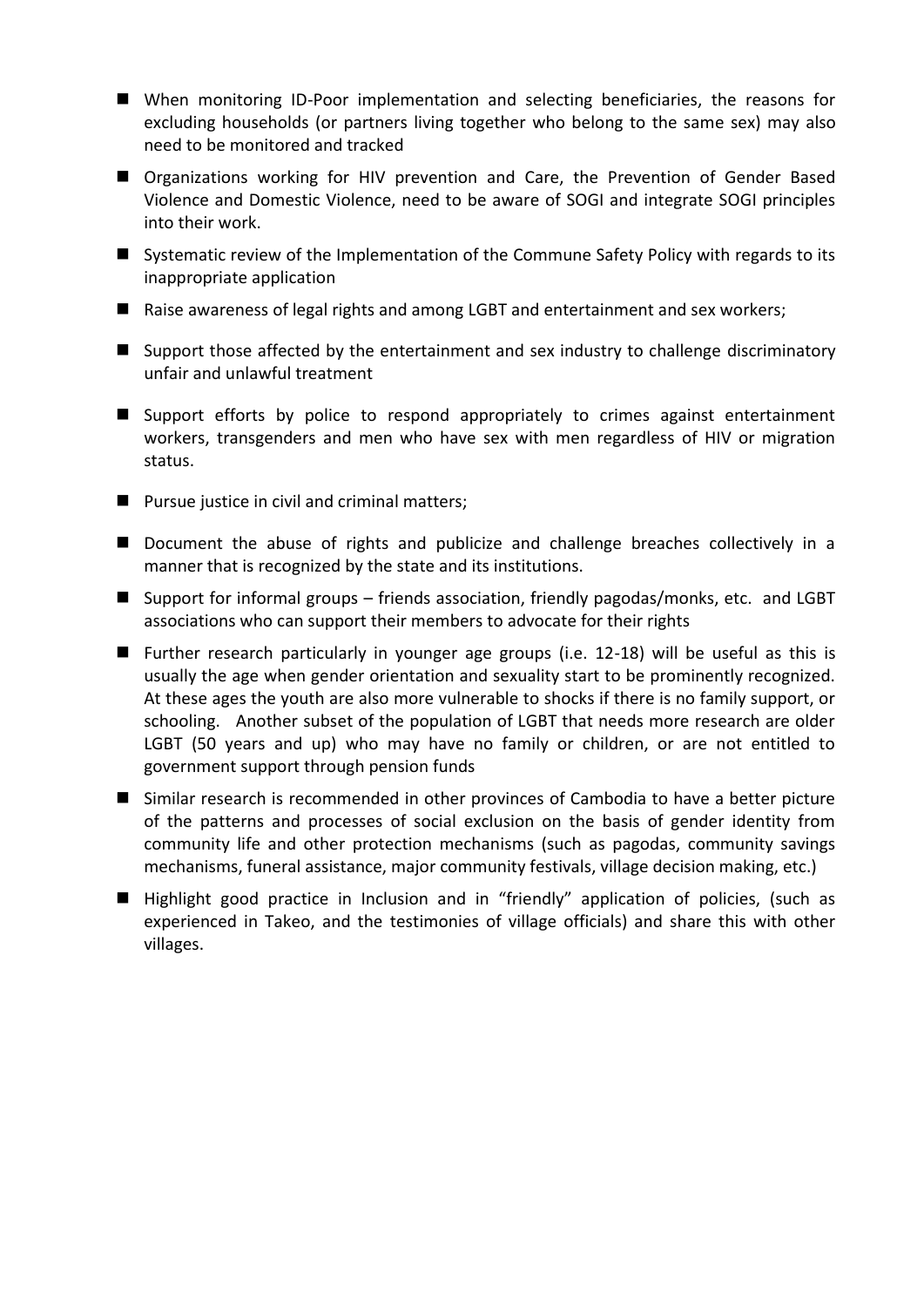- When monitoring ID-Poor implementation and selecting beneficiaries, the reasons for excluding households (or partners living together who belong to the same sex) may also need to be monitored and tracked
- Organizations working for HIV prevention and Care, the Prevention of Gender Based Violence and Domestic Violence, need to be aware of SOGI and integrate SOGI principles into their work.
- Systematic review of the Implementation of the Commune Safety Policy with regards to its inappropriate application
- Raise awareness of legal rights and among LGBT and entertainment and sex workers;
- Support those affected by the entertainment and sex industry to challenge discriminatory unfair and unlawful treatment
- Support efforts by police to respond appropriately to crimes against entertainment workers, transgenders and men who have sex with men regardless of HIV or migration status.
- Pursue justice in civil and criminal matters;
- Document the abuse of rights and publicize and challenge breaches collectively in a manner that is recognized by the state and its institutions.
- Support for informal groups – friends association, friendly pagodas/monks, etc. and LGBT associations who can support their members to advocate for their rights
- Further research particularly in younger age groups (i.e. 12-18) will be useful as this is usually the age when gender orientation and sexuality start to be prominently recognized. At these ages the youth are also more vulnerable to shocks if there is no family support, or schooling. Another subset of the population of LGBT that needs more research are older LGBT (50 years and up) who may have no family or children, or are not entitled to government support through pension funds
- Similar research is recommended in other provinces of Cambodia to have a better picture of the patterns and processes of social exclusion on the basis of gender identity from community life and other protection mechanisms (such as pagodas, community savings mechanisms, funeral assistance, major community festivals, village decision making, etc.)
- Highlight good practice in Inclusion and in "friendly" application of policies, (such as experienced in Takeo, and the testimonies of village officials) and share this with other villages.